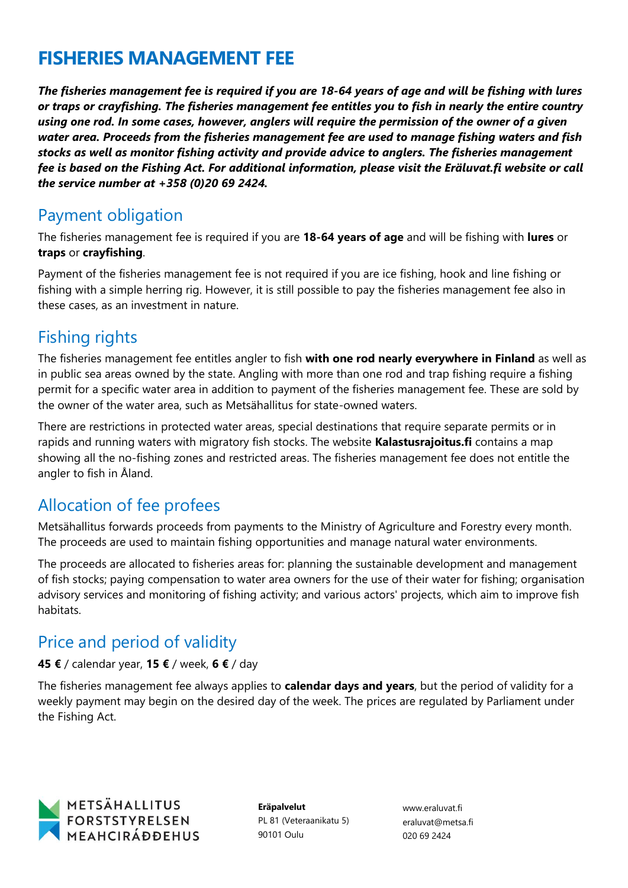# FISHERIES MANAGEMENT FEE

***The fisheries management fee is required if you are 18-64 years of age and will be fishing with lures or traps or crayfishing. The fisheries management fee entitles you to fish in nearly the entire country using one rod. In some cases, however, anglers will require the permission of the owner of a given water area. Proceeds from the fisheries management fee are used to manage fishing waters and fish stocks as well as monitor fishing activity and provide advice to anglers. The fisheries management fee is based on the Fishing Act. For additional information, please visit the Eräluvat.fi website or call the service number at +358 (0)20 69 2424.***

## Payment obligation

The fisheries management fee is required if you are **18-64 years of age** and will be fishing with **lures** or **traps** or **crayfishing**.

Payment of the fisheries management fee is not required if you are ice fishing, hook and line fishing or fishing with a simple herring rig. However, it is still possible to pay the fisheries management fee also in these cases, as an investment in nature.

## Fishing rights

The fisheries management fee entitles angler to fish **with one rod nearly everywhere in Finland** as well as in public sea areas owned by the state. Angling with more than one rod and trap fishing require a fishing permit for a specific water area in addition to payment of the fisheries management fee. These are sold by the owner of the water area, such as Metsähallitus for state-owned waters.

There are restrictions in protected water areas, special destinations that require separate permits or in rapids and running waters with migratory fish stocks. The website **Kalastusrajoitus.fi** contains a map showing all the no-fishing zones and restricted areas. The fisheries management fee does not entitle the angler to fish in Åland.

## Allocation of fee profees

Metsähallitus forwards proceeds from payments to the Ministry of Agriculture and Forestry every month. The proceeds are used to maintain fishing opportunities and manage natural water environments.

The proceeds are allocated to fisheries areas for: planning the sustainable development and management of fish stocks; paying compensation to water area owners for the use of their water for fishing; organisation advisory services and monitoring of fishing activity; and various actors' projects, which aim to improve fish habitats.

## Price and period of validity

**45 €** / calendar year, **15 €** / week, **6 €** / day

The fisheries management fee always applies to **calendar days and years**, but the period of validity for a weekly payment may begin on the desired day of the week. The prices are regulated by Parliament under the Fishing Act.

METSÄHALLITUS
FORSTSTYRELSEN
MEAHCIRÁĐĐEHUS

**Eräpalvelut**
PL 81 (Veteraanikatu 5)
90101 Oulu

www.eraluvat.fi
eraluvat@metsa.fi
020 69 2424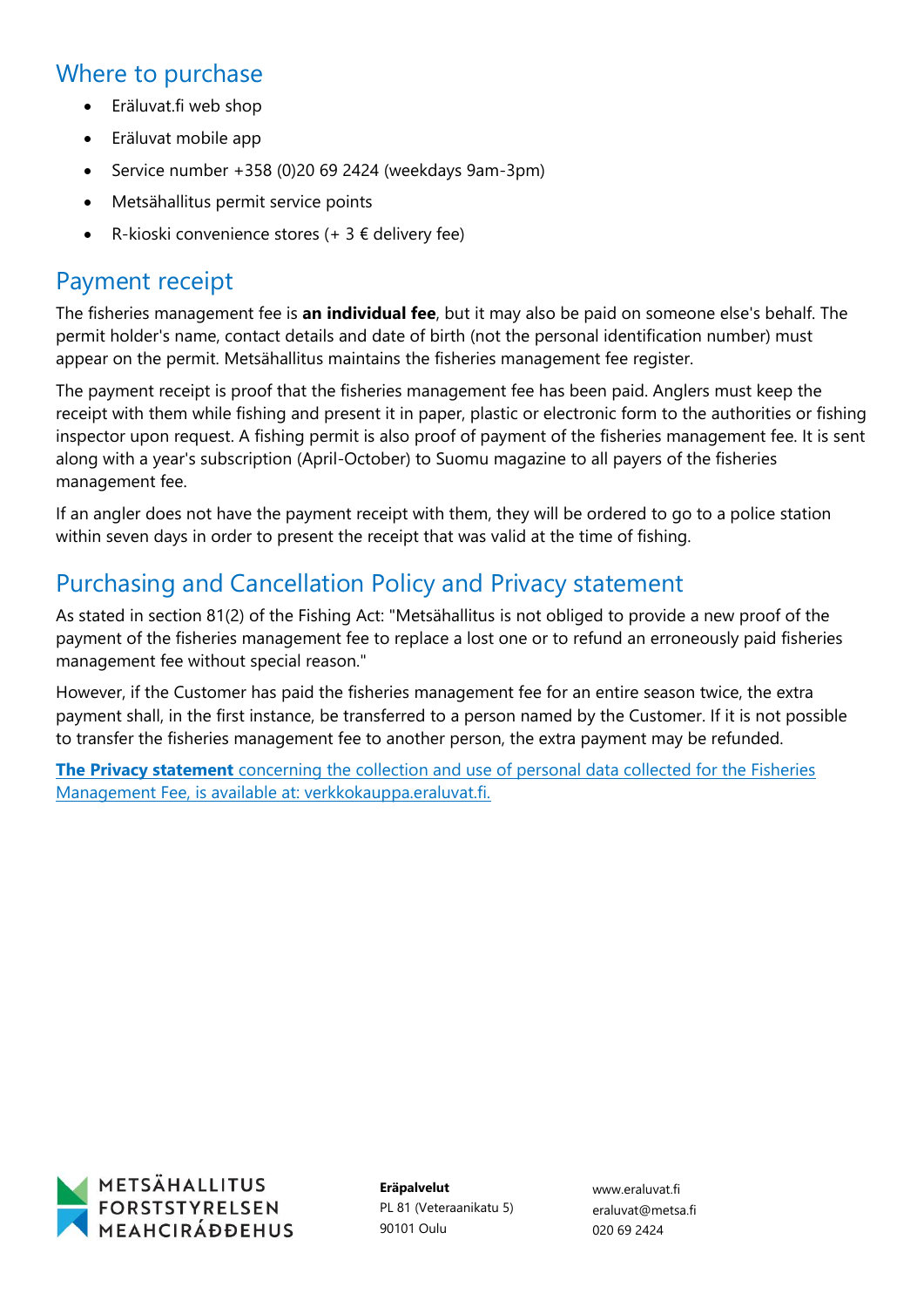## Where to purchase

- Eräluvat.fi web shop
- Eräluvat mobile app
- Service number +358 (0)20 69 2424 (weekdays 9am-3pm)
- Metsähallitus permit service points
- R-kioski convenience stores (+ 3 € delivery fee)

## Payment receipt

The fisheries management fee is **an individual fee**, but it may also be paid on someone else's behalf. The permit holder's name, contact details and date of birth (not the personal identification number) must appear on the permit. Metsähallitus maintains the fisheries management fee register.

The payment receipt is proof that the fisheries management fee has been paid. Anglers must keep the receipt with them while fishing and present it in paper, plastic or electronic form to the authorities or fishing inspector upon request. A fishing permit is also proof of payment of the fisheries management fee. It is sent along with a year's subscription (April-October) to Suomu magazine to all payers of the fisheries management fee.

If an angler does not have the payment receipt with them, they will be ordered to go to a police station within seven days in order to present the receipt that was valid at the time of fishing.

## Purchasing and Cancellation Policy and Privacy statement

As stated in section 81(2) of the Fishing Act: "Metsähallitus is not obliged to provide a new proof of the payment of the fisheries management fee to replace a lost one or to refund an erroneously paid fisheries management fee without special reason."

However, if the Customer has paid the fisheries management fee for an entire season twice, the extra payment shall, in the first instance, be transferred to a person named by the Customer. If it is not possible to transfer the fisheries management fee to another person, the extra payment may be refunded.

**The Privacy statement** concerning the collection and use of personal data collected for the Fisheries Management Fee, is available at: verkkokauppa.eraluvat.fi.

METSÄHALLITUS
FORSTSTYRELSEN
MEAHCIRÁĐĐEHUS

**Eräpalvelut**
PL 81 (Veteraanikatu 5)
90101 Oulu

www.eraluvat.fi
eraluvat@metsa.fi
020 69 2424